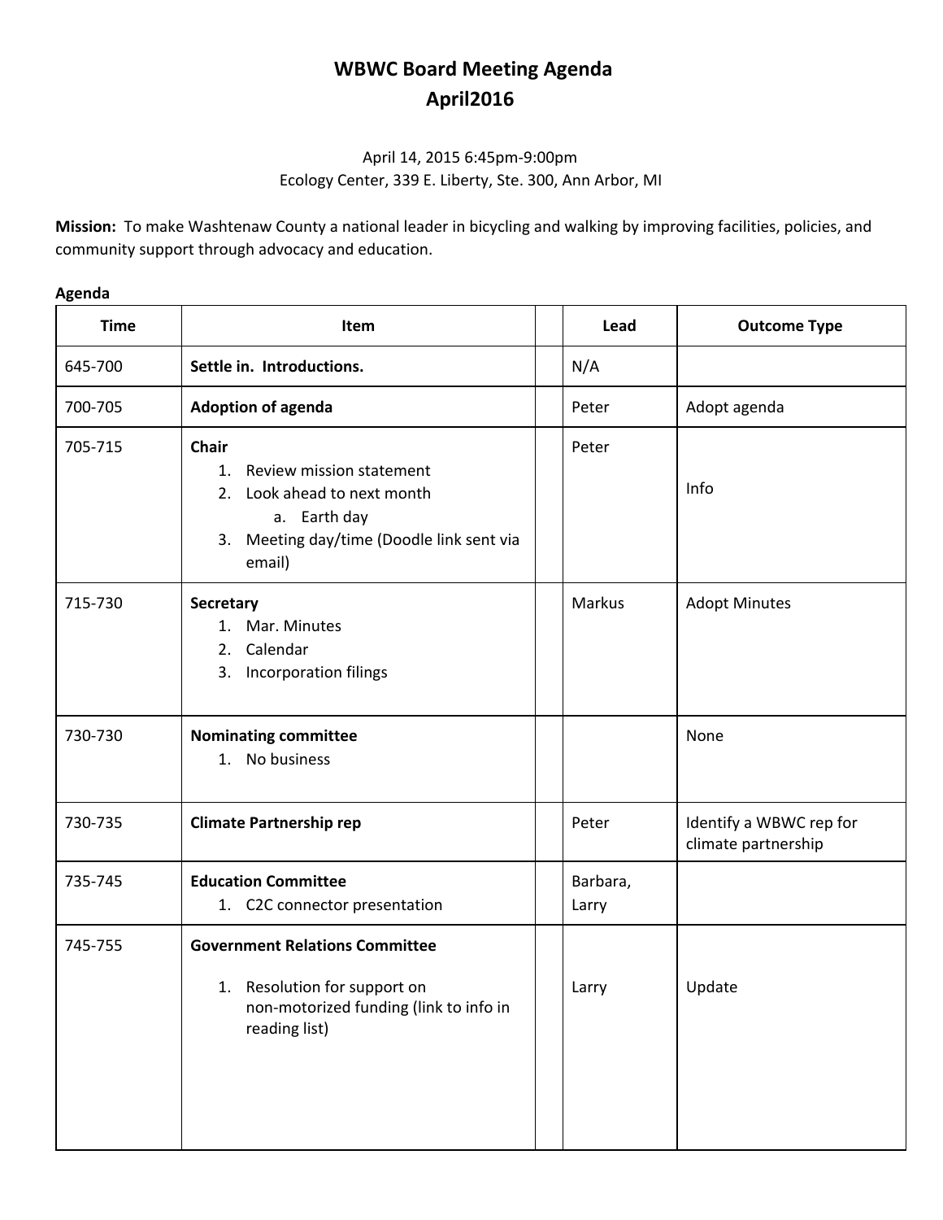# WBWC Board Meeting Agenda
# April2016

April 14, 2015 6:45pm-9:00pm
Ecology Center, 339 E. Liberty, Ste. 300, Ann Arbor, MI

**Mission:** To make Washtenaw County a national leader in bicycling and walking by improving facilities, policies, and community support through advocacy and education.

**Agenda**

| Time | Item | | Lead | Outcome Type |
|---|---|---|---|---|
| 645-700 | **Settle in. Introductions.** | | N/A | |
| 700-705 | **Adoption of agenda** | | Peter | Adopt agenda |
| 705-715 | **Chair**<br>1. Review mission statement<br>2. Look ahead to next month<br>   a. Earth day<br>3. Meeting day/time (Doodle link sent via email) | | Peter | Info |
| 715-730 | **Secretary**<br>1. Mar. Minutes<br>2. Calendar<br>3. Incorporation filings | | Markus | Adopt Minutes |
| 730-730 | **Nominating committee**<br>1. No business | | | None |
| 730-735 | **Climate Partnership rep** | | Peter | Identify a WBWC rep for climate partnership |
| 735-745 | **Education Committee**<br>1. C2C connector presentation | | Barbara, Larry | |
| 745-755 | **Government Relations Committee**<br>1. Resolution for support on non-motorized funding (link to info in reading list) | | Larry | Update |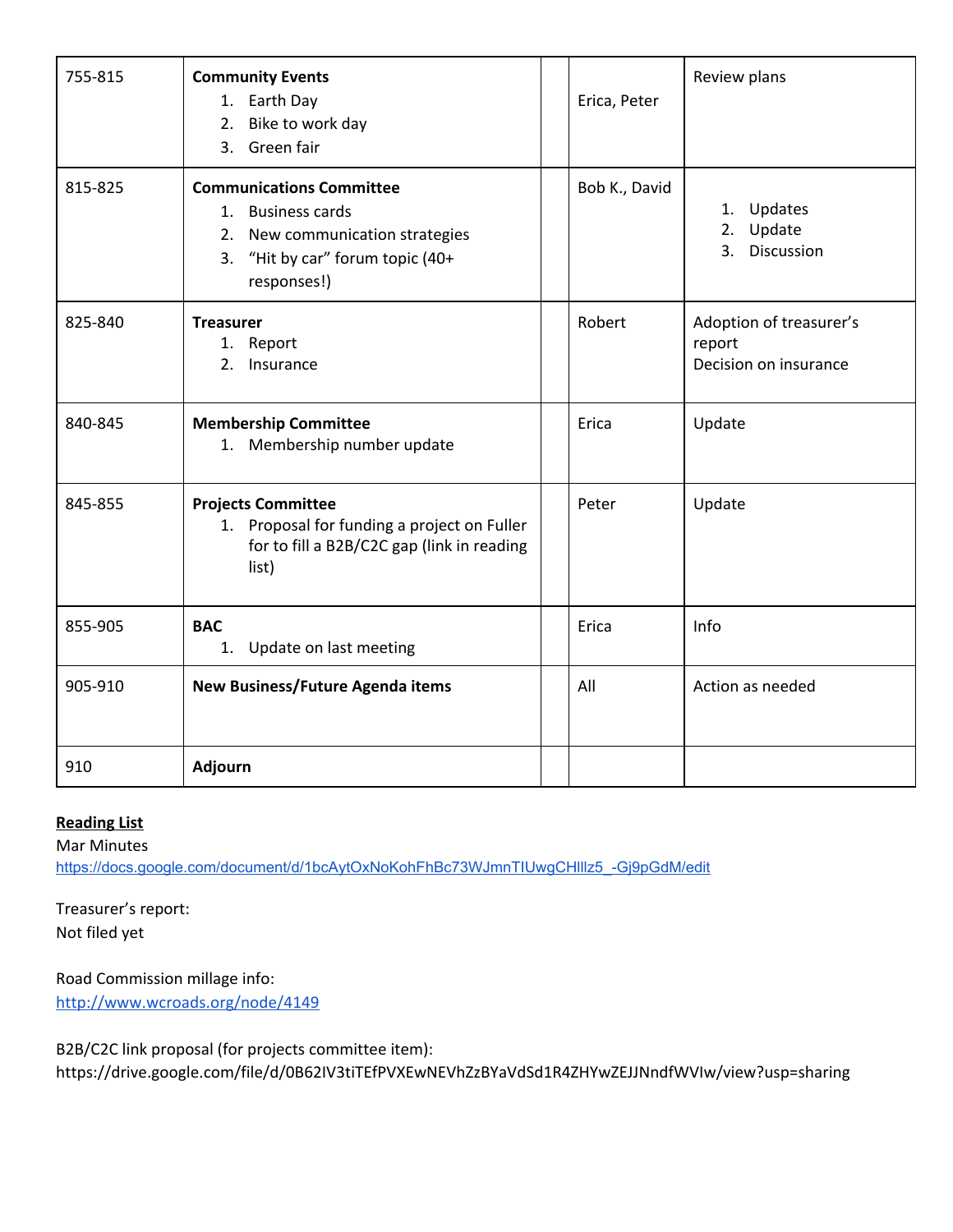| | | | | |
|---|---|---|---|---|
| 755-815 | **Community Events**<br>1. Earth Day<br>2. Bike to work day<br>3. Green fair | | Erica, Peter | Review plans |
| 815-825 | **Communications Committee**<br>1. Business cards<br>2. New communication strategies<br>3. “Hit by car” forum topic (40+ responses!) | | Bob K., David | 1. Updates<br>2. Update<br>3. Discussion |
| 825-840 | **Treasurer**<br>1. Report<br>2. Insurance | | Robert | Adoption of treasurer’s report<br>Decision on insurance |
| 840-845 | **Membership Committee**<br>1. Membership number update | | Erica | Update |
| 845-855 | **Projects Committee**<br>1. Proposal for funding a project on Fuller for to fill a B2B/C2C gap (link in reading list) | | Peter | Update |
| 855-905 | **BAC**<br>1. Update on last meeting | | Erica | Info |
| 905-910 | **New Business/Future Agenda items** | | All | Action as needed |
| 910 | **Adjourn** | | | |

**Reading List**

Mar Minutes
https://docs.google.com/document/d/1bcAytOxNoKohFhBc73WJmnTIUwgCHlllz5_-Gj9pGdM/edit

Treasurer’s report:
Not filed yet

Road Commission millage info:
http://www.wcroads.org/node/4149

B2B/C2C link proposal (for projects committee item):
https://drive.google.com/file/d/0B62IV3tiTEfPVXEwNEVhZzBYaVdSd1R4ZHYwZEJJNndfWVIw/view?usp=sharing